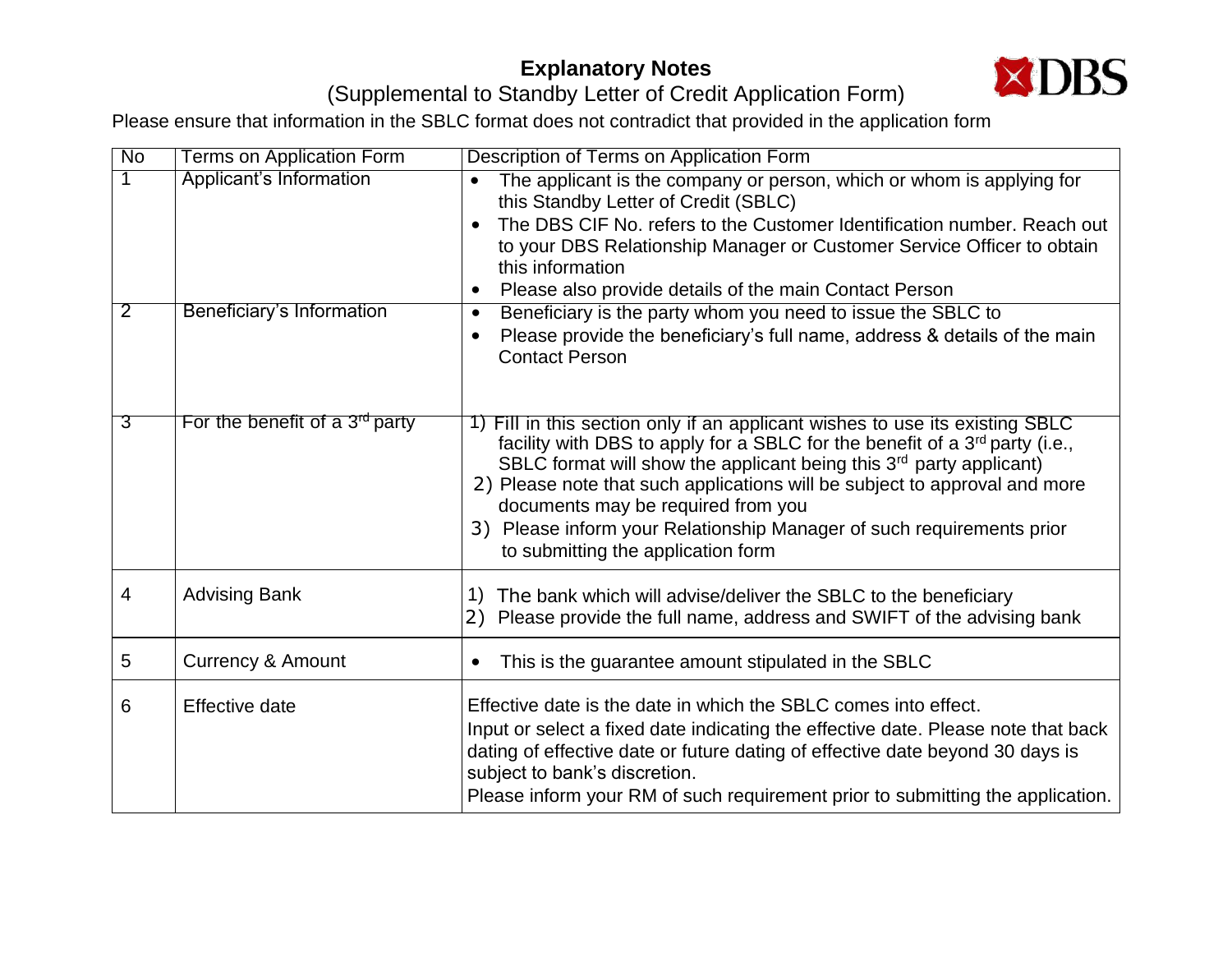# Explanatory Notes

## (Supplemental to Standby Letter of Credit Application Form)

Please ensure that information in the SBLC format does not contradict that provided in the application form

| No | Terms on Application Form | Description of Terms on Application Form |
|---|---|---|
| 1 | Applicant's Information | • The applicant is the company or person, which or whom is applying for this Standby Letter of Credit (SBLC)<br>• The DBS CIF No. refers to the Customer Identification number. Reach out to your DBS Relationship Manager or Customer Service Officer to obtain this information<br>• Please also provide details of the main Contact Person |
| 2 | Beneficiary's Information | • Beneficiary is the party whom you need to issue the SBLC to<br>• Please provide the beneficiary's full name, address & details of the main Contact Person |
| 3 | For the benefit of a 3rd party | 1) Fill in this section only if an applicant wishes to use its existing SBLC facility with DBS to apply for a SBLC for the benefit of a 3rd party (i.e., SBLC format will show the applicant being this 3rd party applicant)<br>2) Please note that such applications will be subject to approval and more documents may be required from you<br>3) Please inform your Relationship Manager of such requirements prior to submitting the application form |
| 4 | Advising Bank | 1) The bank which will advise/deliver the SBLC to the beneficiary<br>2) Please provide the full name, address and SWIFT of the advising bank |
| 5 | Currency & Amount | • This is the guarantee amount stipulated in the SBLC |
| 6 | Effective date | Effective date is the date in which the SBLC comes into effect.<br>Input or select a fixed date indicating the effective date. Please note that back dating of effective date or future dating of effective date beyond 30 days is subject to bank's discretion.<br>Please inform your RM of such requirement prior to submitting the application. |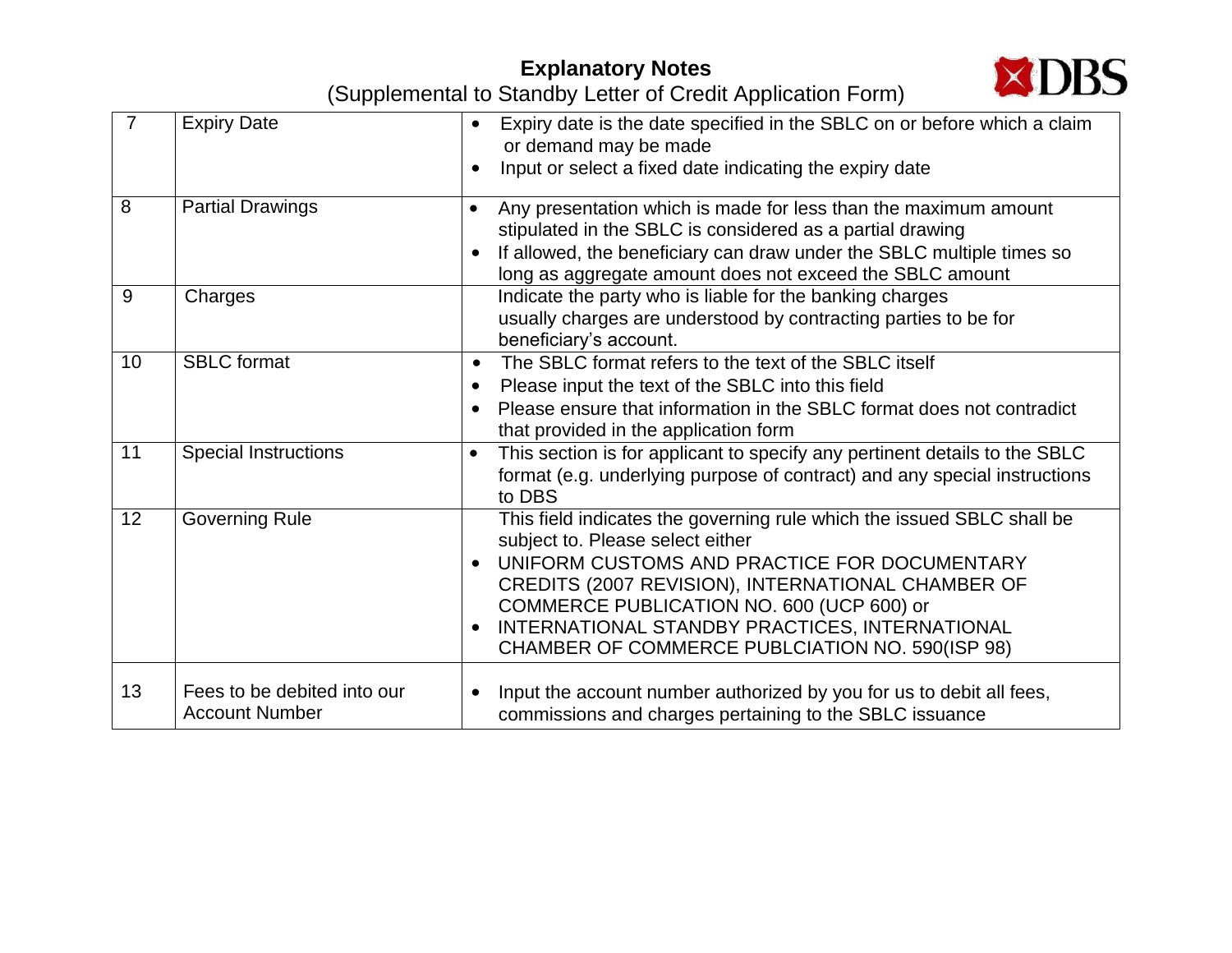**Explanatory Notes**

(Supplemental to Standby Letter of Credit Application Form)

| | | |
|---|---|---|
| 7 | Expiry Date | • Expiry date is the date specified in the SBLC on or before which a claim or demand may be made<br>• Input or select a fixed date indicating the expiry date |
| 8 | Partial Drawings | • Any presentation which is made for less than the maximum amount stipulated in the SBLC is considered as a partial drawing<br>• If allowed, the beneficiary can draw under the SBLC multiple times so long as aggregate amount does not exceed the SBLC amount |
| 9 | Charges | Indicate the party who is liable for the banking charges usually charges are understood by contracting parties to be for beneficiary's account. |
| 10 | SBLC format | • The SBLC format refers to the text of the SBLC itself<br>• Please input the text of the SBLC into this field<br>• Please ensure that information in the SBLC format does not contradict that provided in the application form |
| 11 | Special Instructions | • This section is for applicant to specify any pertinent details to the SBLC format (e.g. underlying purpose of contract) and any special instructions to DBS |
| 12 | Governing Rule | This field indicates the governing rule which the issued SBLC shall be subject to. Please select either<br>• UNIFORM CUSTOMS AND PRACTICE FOR DOCUMENTARY CREDITS (2007 REVISION), INTERNATIONAL CHAMBER OF COMMERCE PUBLICATION NO. 600 (UCP 600) or<br>• INTERNATIONAL STANDBY PRACTICES, INTERNATIONAL CHAMBER OF COMMERCE PUBLCIATION NO. 590(ISP 98) |
| 13 | Fees to be debited into our Account Number | • Input the account number authorized by you for us to debit all fees, commissions and charges pertaining to the SBLC issuance |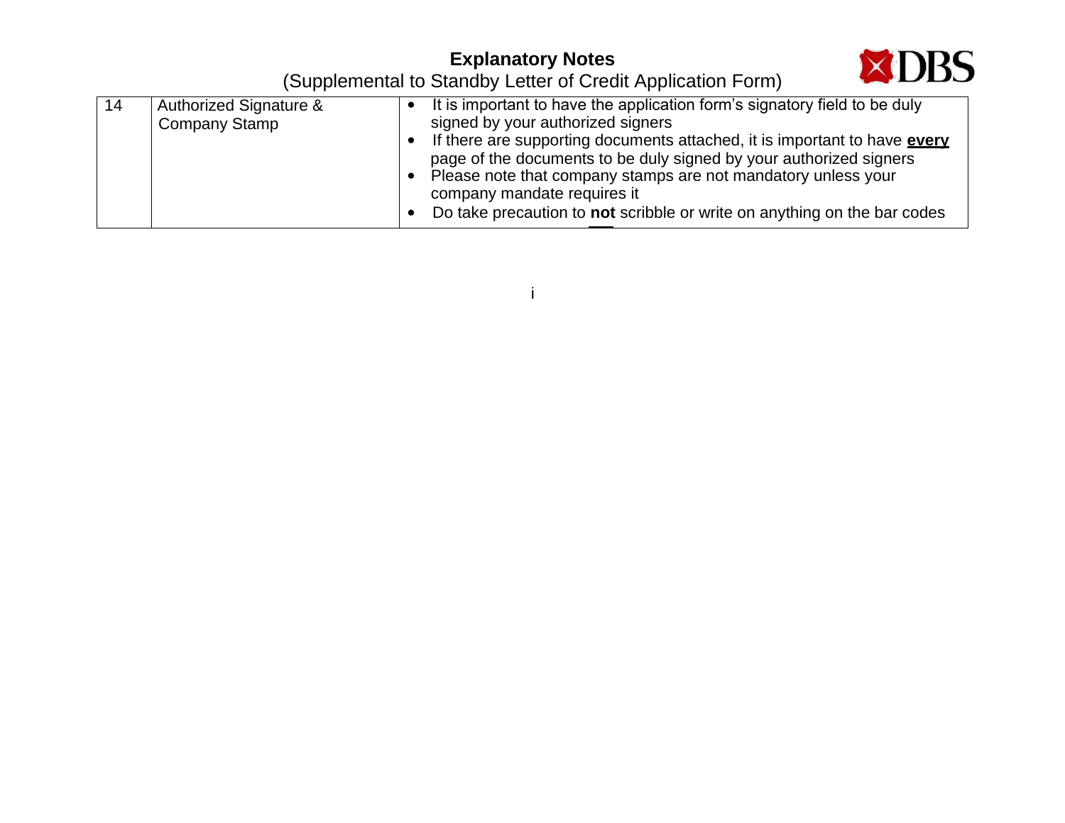# Explanatory Notes

(Supplemental to Standby Letter of Credit Application Form)

| | | |
|---|---|---|
| 14 | Authorized Signature & Company Stamp | • It is important to have the application form's signatory field to be duly signed by your authorized signers<br>• If there are supporting documents attached, it is important to have **<u>every</u>** page of the documents to be duly signed by your authorized signers<br>• Please note that company stamps are not mandatory unless your company mandate requires it<br>• Do take precaution to **<u>not</u>** scribble or write on anything on the bar codes |